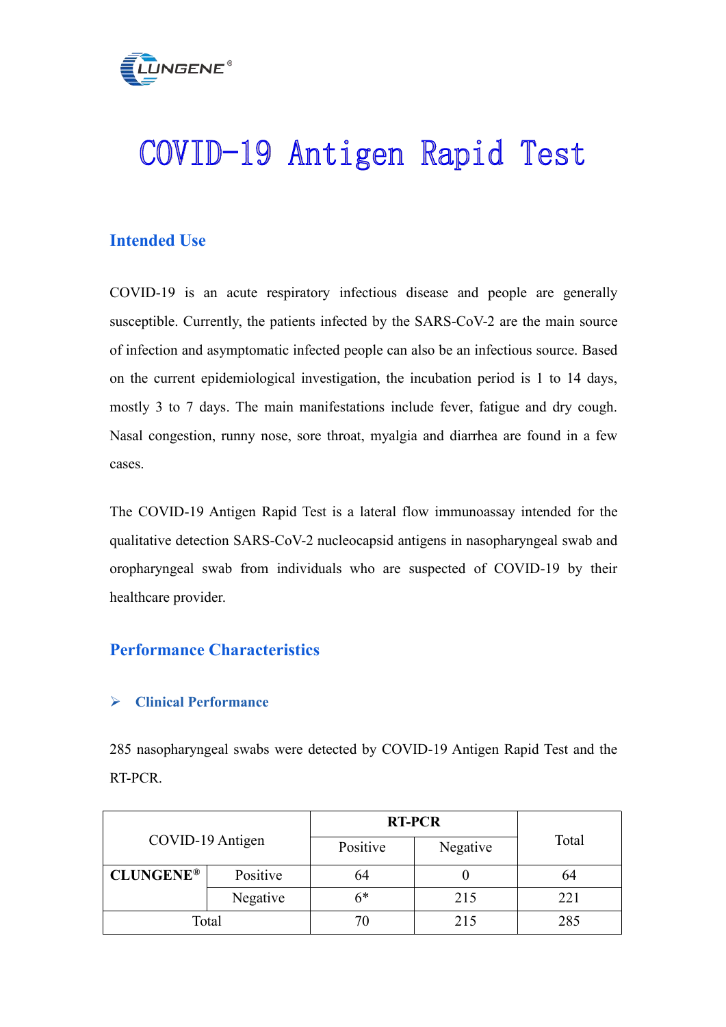# COVID-19 Antigen Rapid Test

## Intended Use

COVID-19 is an acute respiratory infectious disease and people are generally susceptible. Currently, the patients infected by the SARS-CoV-2 are the main source of infection and asymptomatic infected people can also be an infectious source. Based on the current epidemiological investigation, the incubation period is 1 to 14 days, mostly 3 to 7 days. The main manifestations include fever, fatigue and dry cough. Nasal congestion, runny nose, sore throat, myalgia and diarrhea are found in a few cases.

The COVID-19 Antigen Rapid Test is a lateral flow immunoassay intended for the qualitative detection SARS-CoV-2 nucleocapsid antigens in nasopharyngeal swab and oropharyngeal swab from individuals who are suspected of COVID-19 by their healthcare provider.

## Performance Characteristics

### ➢ Clinical Performance

285 nasopharyngeal swabs were detected by COVID-19 Antigen Rapid Test and the RT-PCR.

| COVID-19 Antigen | | RT-PCR | | Total |
|---|---|---|---|---|
| | | Positive | Negative | |
| **CLUNGENE®** | Positive | 64 | 0 | 64 |
| | Negative | 6* | 215 | 221 |
| Total | | 70 | 215 | 285 |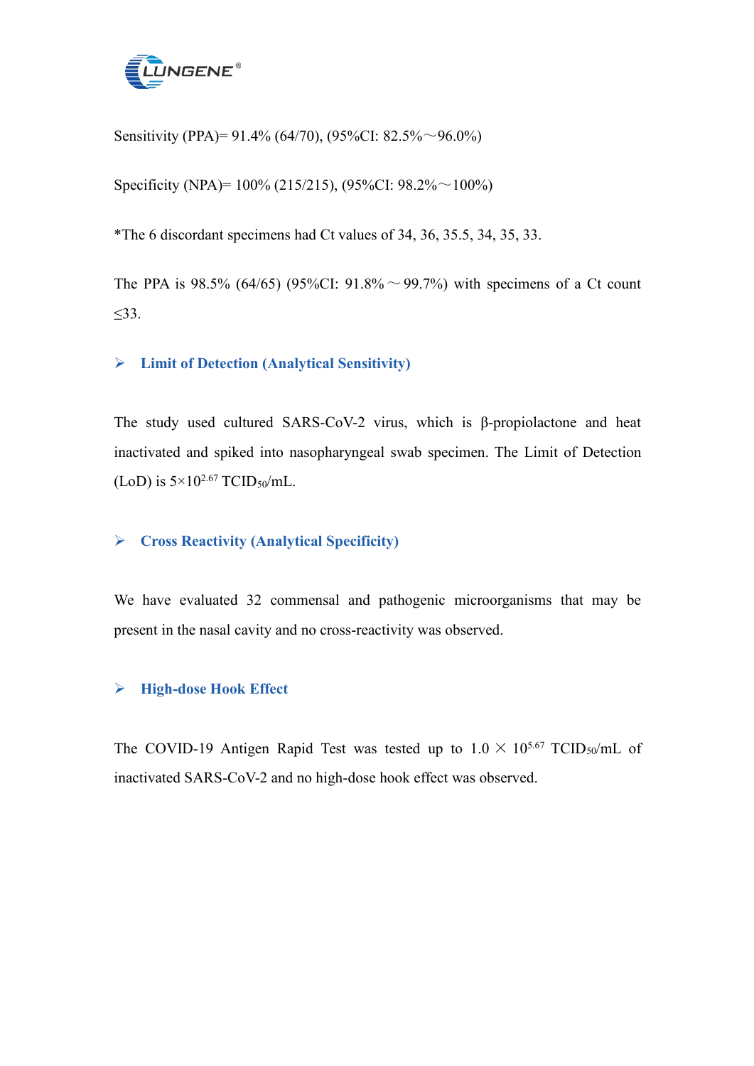Sensitivity (PPA)= 91.4% (64/70), (95%CI: 82.5%～96.0%)

Specificity (NPA)= 100% (215/215), (95%CI: 98.2%～100%)

*The 6 discordant specimens had Ct values of 34, 36, 35.5, 34, 35, 33.

The PPA is 98.5% (64/65) (95%CI: 91.8%～99.7%) with specimens of a Ct count $\leq$33.

## ➢ Limit of Detection (Analytical Sensitivity)

The study used cultured SARS-CoV-2 virus, which is β-propiolactone and heat inactivated and spiked into nasopharyngeal swab specimen. The Limit of Detection (LoD) is $5\times10^{2.67}$ $TCID_{50}$/mL.

## ➢ Cross Reactivity (Analytical Specificity)

We have evaluated 32 commensal and pathogenic microorganisms that may be present in the nasal cavity and no cross-reactivity was observed.

## ➢ High-dose Hook Effect

The COVID-19 Antigen Rapid Test was tested up to $1.0 \times 10^{5.67}$ $TCID_{50}$/mL of inactivated SARS-CoV-2 and no high-dose hook effect was observed.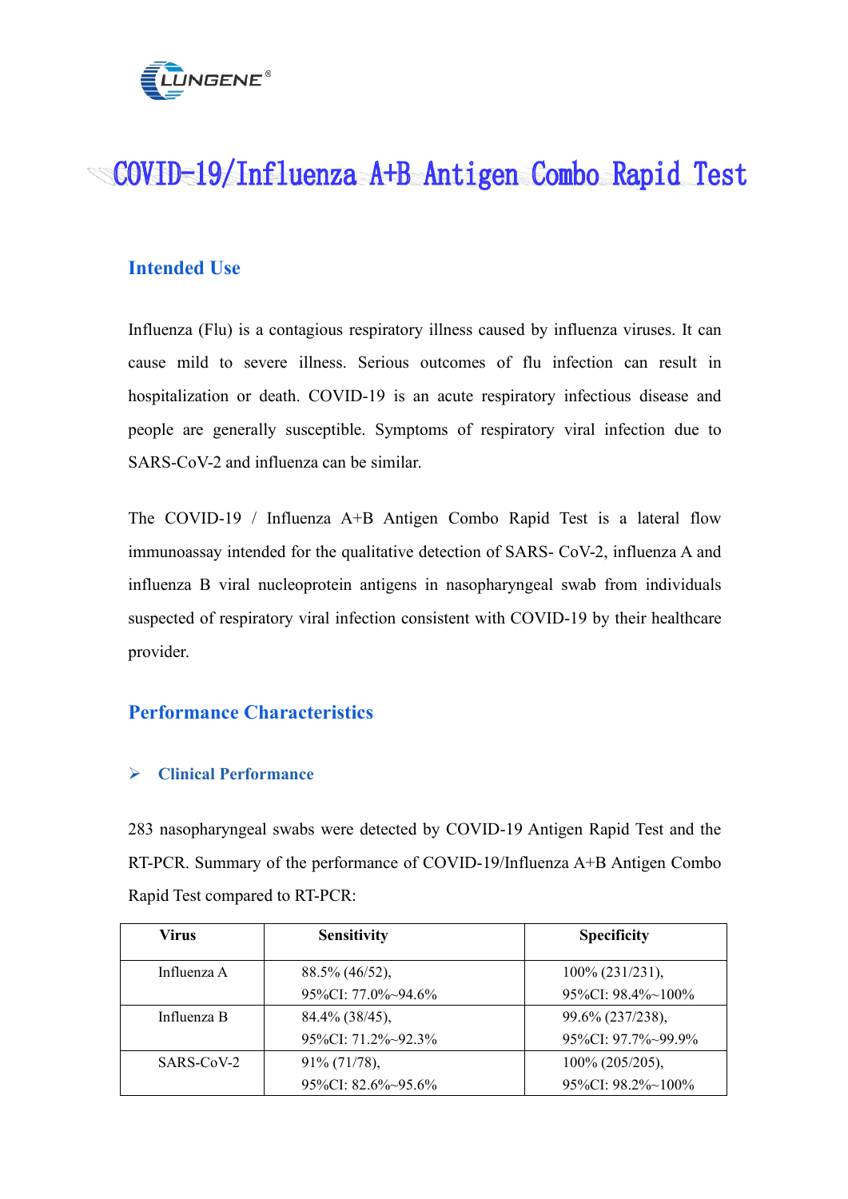# COVID-19/Influenza A+B Antigen Combo Rapid Test

## Intended Use

Influenza (Flu) is a contagious respiratory illness caused by influenza viruses. It can cause mild to severe illness. Serious outcomes of flu infection can result in hospitalization or death. COVID-19 is an acute respiratory infectious disease and people are generally susceptible. Symptoms of respiratory viral infection due to SARS-CoV-2 and influenza can be similar.

The COVID-19 / Influenza A+B Antigen Combo Rapid Test is a lateral flow immunoassay intended for the qualitative detection of SARS- CoV-2, influenza A and influenza B viral nucleoprotein antigens in nasopharyngeal swab from individuals suspected of respiratory viral infection consistent with COVID-19 by their healthcare provider.

## Performance Characteristics

### Clinical Performance

283 nasopharyngeal swabs were detected by COVID-19 Antigen Rapid Test and the RT-PCR. Summary of the performance of COVID-19/Influenza A+B Antigen Combo Rapid Test compared to RT-PCR:

| Virus | Sensitivity | Specificity |
|---|---|---|
| Influenza A | 88.5% (46/52), 95%CI: 77.0%~94.6% | 100% (231/231), 95%CI: 98.4%~100% |
| Influenza B | 84.4% (38/45), 95%CI: 71.2%~92.3% | 99.6% (237/238), 95%CI: 97.7%~99.9% |
| SARS-CoV-2 | 91% (71/78), 95%CI: 82.6%~95.6% | 100% (205/205), 95%CI: 98.2%~100% |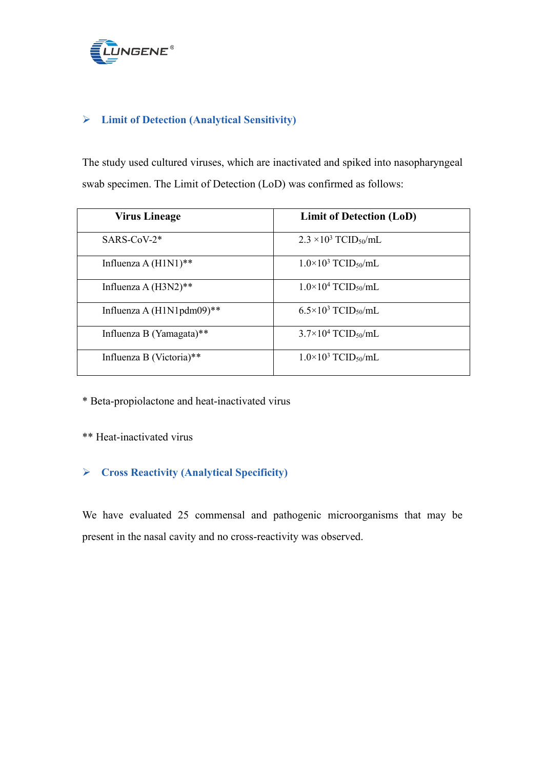## Limit of Detection (Analytical Sensitivity)

The study used cultured viruses, which are inactivated and spiked into nasopharyngeal swab specimen. The Limit of Detection (LoD) was confirmed as follows:

| Virus Lineage | Limit of Detection (LoD) |
| --- | --- |
| SARS-CoV-2* | $2.3 \times 10^3$ $TCID_{50}$/mL |
| Influenza A (H1N1)** | $1.0\times10^3$ $TCID_{50}$/mL |
| Influenza A (H3N2)** | $1.0\times10^4$ $TCID_{50}$/mL |
| Influenza A (H1N1pdm09)** | $6.5\times10^3$ $TCID_{50}$/mL |
| Influenza B (Yamagata)** | $3.7\times10^4$ $TCID_{50}$/mL |
| Influenza B (Victoria)** | $1.0\times10^3$ $TCID_{50}$/mL |

* Beta-propiolactone and heat-inactivated virus

** Heat-inactivated virus

## Cross Reactivity (Analytical Specificity)

We have evaluated 25 commensal and pathogenic microorganisms that may be present in the nasal cavity and no cross-reactivity was observed.